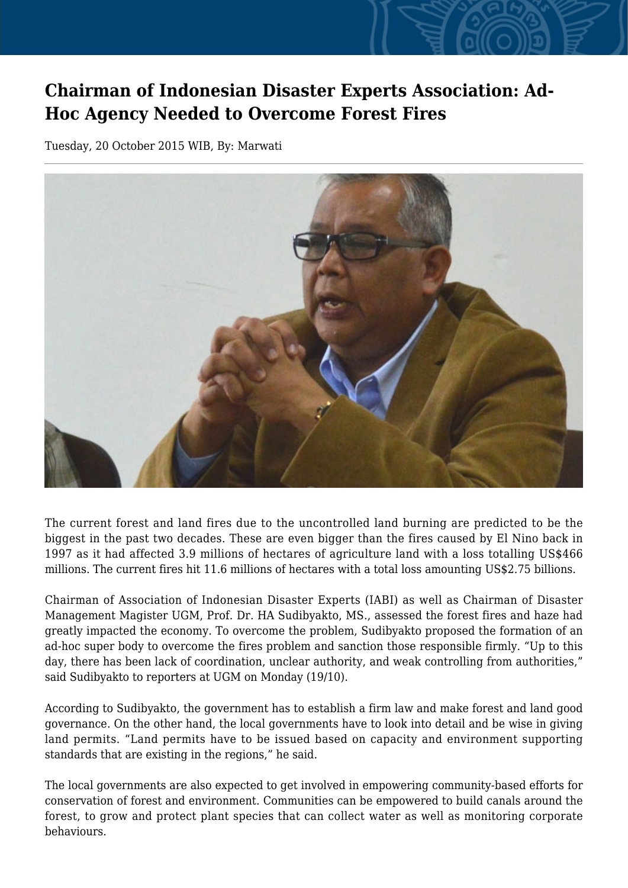# Chairman of Indonesian Disaster Experts Association: Ad-Hoc Agency Needed to Overcome Forest Fires

Tuesday, 20 October 2015 WIB, By: Marwati

The current forest and land fires due to the uncontrolled land burning are predicted to be the biggest in the past two decades. These are even bigger than the fires caused by El Nino back in 1997 as it had affected 3.9 millions of hectares of agriculture land with a loss totalling US$466 millions. The current fires hit 11.6 millions of hectares with a total loss amounting US$2.75 billions.

Chairman of Association of Indonesian Disaster Experts (IABI) as well as Chairman of Disaster Management Magister UGM, Prof. Dr. HA Sudibyakto, MS., assessed the forest fires and haze had greatly impacted the economy. To overcome the problem, Sudibyakto proposed the formation of an ad-hoc super body to overcome the fires problem and sanction those responsible firmly. "Up to this day, there has been lack of coordination, unclear authority, and weak controlling from authorities," said Sudibyakto to reporters at UGM on Monday (19/10).

According to Sudibyakto, the government has to establish a firm law and make forest and land good governance. On the other hand, the local governments have to look into detail and be wise in giving land permits. "Land permits have to be issued based on capacity and environment supporting standards that are existing in the regions," he said.

The local governments are also expected to get involved in empowering community-based efforts for conservation of forest and environment. Communities can be empowered to build canals around the forest, to grow and protect plant species that can collect water as well as monitoring corporate behaviours.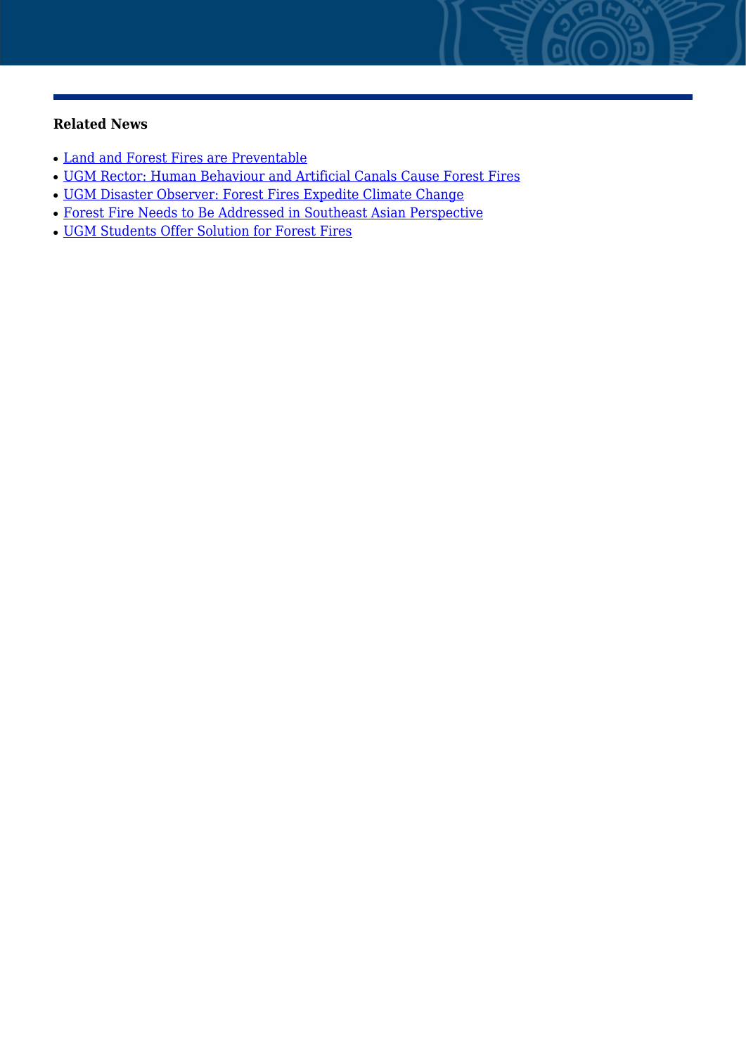### Related News

- Land and Forest Fires are Preventable
- UGM Rector: Human Behaviour and Artificial Canals Cause Forest Fires
- UGM Disaster Observer: Forest Fires Expedite Climate Change
- Forest Fire Needs to Be Addressed in Southeast Asian Perspective
- UGM Students Offer Solution for Forest Fires